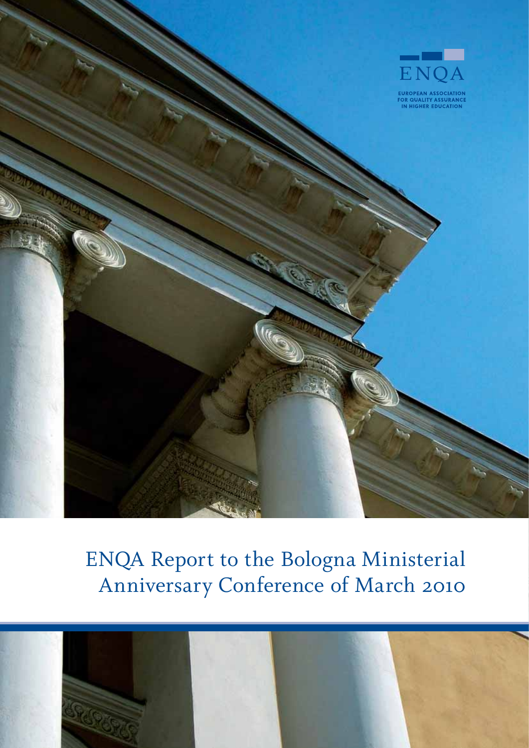ENQA

EUROPEAN ASSOCIATION FOR QUALITY ASSURANCE IN HIGHER EDUCATION

# ENQA Report to the Bologna Ministerial Anniversary Conference of March 2010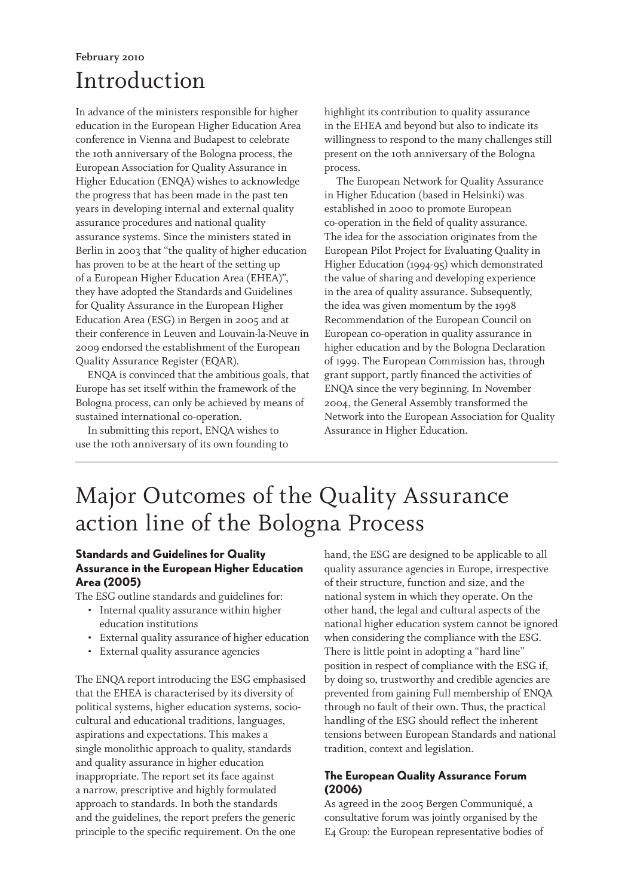**February 2010**

# Introduction

In advance of the ministers responsible for higher education in the European Higher Education Area conference in Vienna and Budapest to celebrate the 10th anniversary of the Bologna process, the European Association for Quality Assurance in Higher Education (ENQA) wishes to acknowledge the progress that has been made in the past ten years in developing internal and external quality assurance procedures and national quality assurance systems. Since the ministers stated in Berlin in 2003 that "the quality of higher education has proven to be at the heart of the setting up of a European Higher Education Area (EHEA)", they have adopted the Standards and Guidelines for Quality Assurance in the European Higher Education Area (ESG) in Bergen in 2005 and at their conference in Leuven and Louvain-la-Neuve in 2009 endorsed the establishment of the European Quality Assurance Register (EQAR).

ENQA is convinced that the ambitious goals, that Europe has set itself within the framework of the Bologna process, can only be achieved by means of sustained international co-operation.

In submitting this report, ENQA wishes to use the 10th anniversary of its own founding to highlight its contribution to quality assurance in the EHEA and beyond but also to indicate its willingness to respond to the many challenges still present on the 10th anniversary of the Bologna process.

The European Network for Quality Assurance in Higher Education (based in Helsinki) was established in 2000 to promote European co-operation in the field of quality assurance. The idea for the association originates from the European Pilot Project for Evaluating Quality in Higher Education (1994-95) which demonstrated the value of sharing and developing experience in the area of quality assurance. Subsequently, the idea was given momentum by the 1998 Recommendation of the European Council on European co-operation in quality assurance in higher education and by the Bologna Declaration of 1999. The European Commission has, through grant support, partly financed the activities of ENQA since the very beginning. In November 2004, the General Assembly transformed the Network into the European Association for Quality Assurance in Higher Education.

# Major Outcomes of the Quality Assurance action line of the Bologna Process

### Standards and Guidelines for Quality Assurance in the European Higher Education Area (2005)

The ESG outline standards and guidelines for:

- Internal quality assurance within higher education institutions
- External quality assurance of higher education
- External quality assurance agencies

The ENQA report introducing the ESG emphasised that the EHEA is characterised by its diversity of political systems, higher education systems, socio-cultural and educational traditions, languages, aspirations and expectations. This makes a single monolithic approach to quality, standards and quality assurance in higher education inappropriate. The report set its face against a narrow, prescriptive and highly formulated approach to standards. In both the standards and the guidelines, the report prefers the generic principle to the specific requirement. On the one hand, the ESG are designed to be applicable to all quality assurance agencies in Europe, irrespective of their structure, function and size, and the national system in which they operate. On the other hand, the legal and cultural aspects of the national higher education system cannot be ignored when considering the compliance with the ESG. There is little point in adopting a "hard line" position in respect of compliance with the ESG if, by doing so, trustworthy and credible agencies are prevented from gaining Full membership of ENQA through no fault of their own. Thus, the practical handling of the ESG should reflect the inherent tensions between European Standards and national tradition, context and legislation.

### The European Quality Assurance Forum (2006)

As agreed in the 2005 Bergen Communiqué, a consultative forum was jointly organised by the E4 Group: the European representative bodies of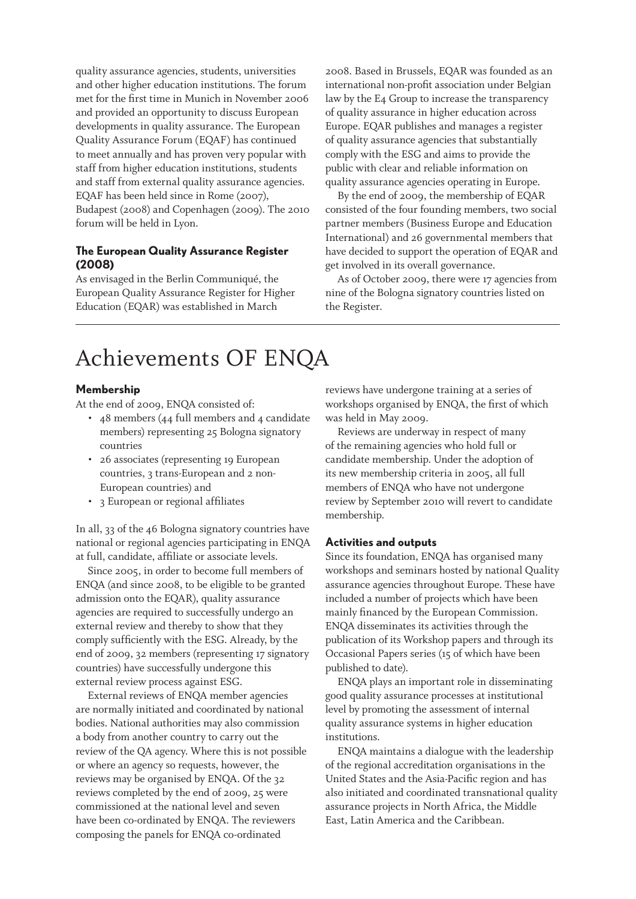quality assurance agencies, students, universities and other higher education institutions. The forum met for the first time in Munich in November 2006 and provided an opportunity to discuss European developments in quality assurance. The European Quality Assurance Forum (EQAF) has continued to meet annually and has proven very popular with staff from higher education institutions, students and staff from external quality assurance agencies. EQAF has been held since in Rome (2007), Budapest (2008) and Copenhagen (2009). The 2010 forum will be held in Lyon.

### The European Quality Assurance Register (2008)

As envisaged in the Berlin Communiqué, the European Quality Assurance Register for Higher Education (EQAR) was established in March 2008. Based in Brussels, EQAR was founded as an international non-profit association under Belgian law by the E4 Group to increase the transparency of quality assurance in higher education across Europe. EQAR publishes and manages a register of quality assurance agencies that substantially comply with the ESG and aims to provide the public with clear and reliable information on quality assurance agencies operating in Europe.

By the end of 2009, the membership of EQAR consisted of the four founding members, two social partner members (Business Europe and Education International) and 26 governmental members that have decided to support the operation of EQAR and get involved in its overall governance.

As of October 2009, there were 17 agencies from nine of the Bologna signatory countries listed on the Register.

# Achievements OF ENQA

### Membership

At the end of 2009, ENQA consisted of:

- 48 members (44 full members and 4 candidate members) representing 25 Bologna signatory countries
- 26 associates (representing 19 European countries, 3 trans-European and 2 non-European countries) and
- 3 European or regional affiliates

In all, 33 of the 46 Bologna signatory countries have national or regional agencies participating in ENQA at full, candidate, affiliate or associate levels.

Since 2005, in order to become full members of ENQA (and since 2008, to be eligible to be granted admission onto the EQAR), quality assurance agencies are required to successfully undergo an external review and thereby to show that they comply sufficiently with the ESG. Already, by the end of 2009, 32 members (representing 17 signatory countries) have successfully undergone this external review process against ESG.

External reviews of ENQA member agencies are normally initiated and coordinated by national bodies. National authorities may also commission a body from another country to carry out the review of the QA agency. Where this is not possible or where an agency so requests, however, the reviews may be organised by ENQA. Of the 32 reviews completed by the end of 2009, 25 were commissioned at the national level and seven have been co-ordinated by ENQA. The reviewers composing the panels for ENQA co-ordinated reviews have undergone training at a series of workshops organised by ENQA, the first of which was held in May 2009.

Reviews are underway in respect of many of the remaining agencies who hold full or candidate membership. Under the adoption of its new membership criteria in 2005, all full members of ENQA who have not undergone review by September 2010 will revert to candidate membership.

### Activities and outputs

Since its foundation, ENQA has organised many workshops and seminars hosted by national Quality assurance agencies throughout Europe. These have included a number of projects which have been mainly financed by the European Commission. ENQA disseminates its activities through the publication of its Workshop papers and through its Occasional Papers series (15 of which have been published to date).

ENQA plays an important role in disseminating good quality assurance processes at institutional level by promoting the assessment of internal quality assurance systems in higher education institutions.

ENQA maintains a dialogue with the leadership of the regional accreditation organisations in the United States and the Asia-Pacific region and has also initiated and coordinated transnational quality assurance projects in North Africa, the Middle East, Latin America and the Caribbean.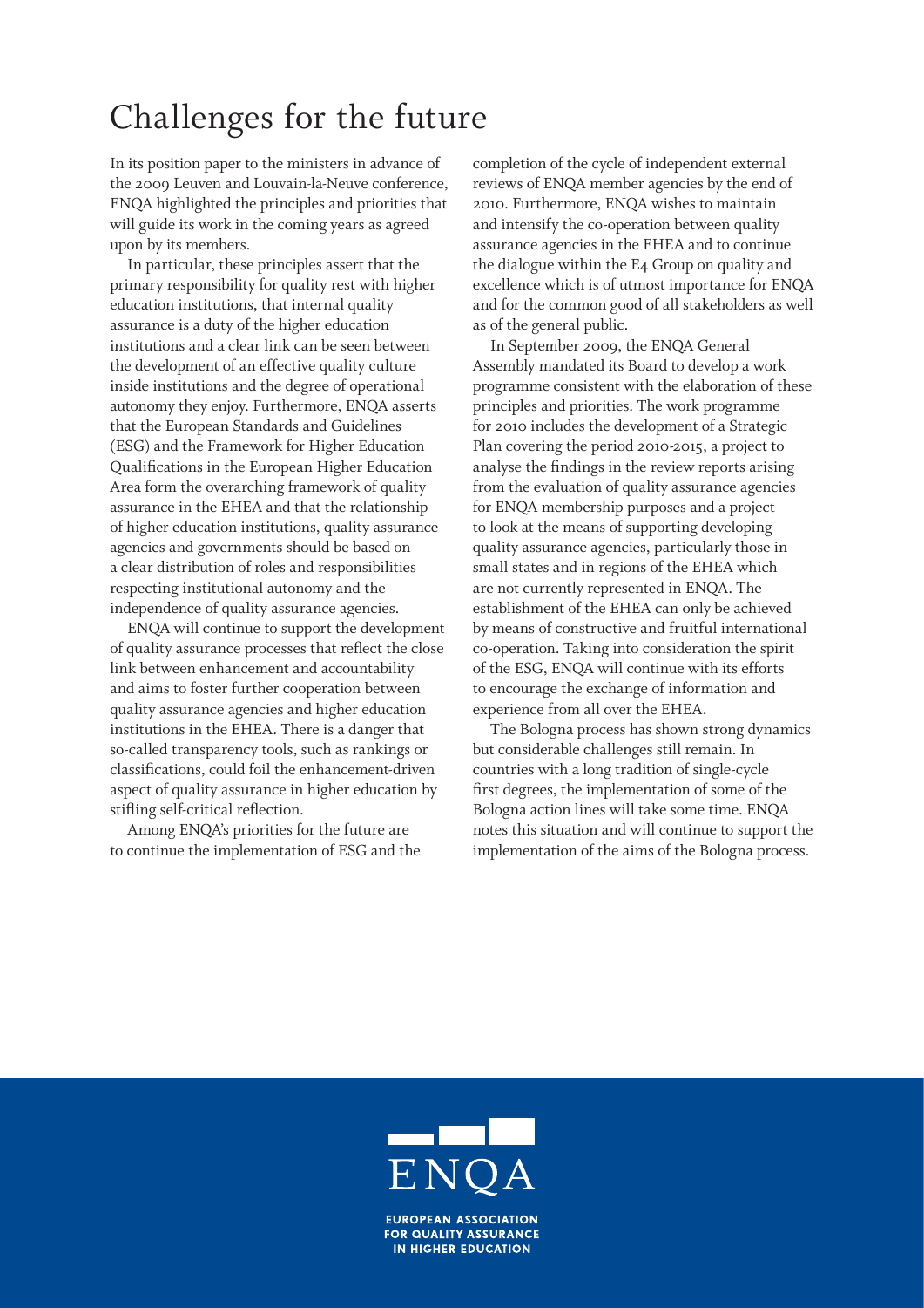# Challenges for the future

In its position paper to the ministers in advance of the 2009 Leuven and Louvain-la-Neuve conference, ENQA highlighted the principles and priorities that will guide its work in the coming years as agreed upon by its members.

In particular, these principles assert that the primary responsibility for quality rest with higher education institutions, that internal quality assurance is a duty of the higher education institutions and a clear link can be seen between the development of an effective quality culture inside institutions and the degree of operational autonomy they enjoy. Furthermore, ENQA asserts that the European Standards and Guidelines (ESG) and the Framework for Higher Education Qualifications in the European Higher Education Area form the overarching framework of quality assurance in the EHEA and that the relationship of higher education institutions, quality assurance agencies and governments should be based on a clear distribution of roles and responsibilities respecting institutional autonomy and the independence of quality assurance agencies.

ENQA will continue to support the development of quality assurance processes that reflect the close link between enhancement and accountability and aims to foster further cooperation between quality assurance agencies and higher education institutions in the EHEA. There is a danger that so-called transparency tools, such as rankings or classifications, could foil the enhancement-driven aspect of quality assurance in higher education by stifling self-critical reflection.

Among ENQA's priorities for the future are to continue the implementation of ESG and the completion of the cycle of independent external reviews of ENQA member agencies by the end of 2010. Furthermore, ENQA wishes to maintain and intensify the co-operation between quality assurance agencies in the EHEA and to continue the dialogue within the E4 Group on quality and excellence which is of utmost importance for ENQA and for the common good of all stakeholders as well as of the general public.

In September 2009, the ENQA General Assembly mandated its Board to develop a work programme consistent with the elaboration of these principles and priorities. The work programme for 2010 includes the development of a Strategic Plan covering the period 2010-2015, a project to analyse the findings in the review reports arising from the evaluation of quality assurance agencies for ENQA membership purposes and a project to look at the means of supporting developing quality assurance agencies, particularly those in small states and in regions of the EHEA which are not currently represented in ENQA. The establishment of the EHEA can only be achieved by means of constructive and fruitful international co-operation. Taking into consideration the spirit of the ESG, ENQA will continue with its efforts to encourage the exchange of information and experience from all over the EHEA.

The Bologna process has shown strong dynamics but considerable challenges still remain. In countries with a long tradition of single-cycle first degrees, the implementation of some of the Bologna action lines will take some time. ENQA notes this situation and will continue to support the implementation of the aims of the Bologna process.

ENQA

EUROPEAN ASSOCIATION FOR QUALITY ASSURANCE IN HIGHER EDUCATION